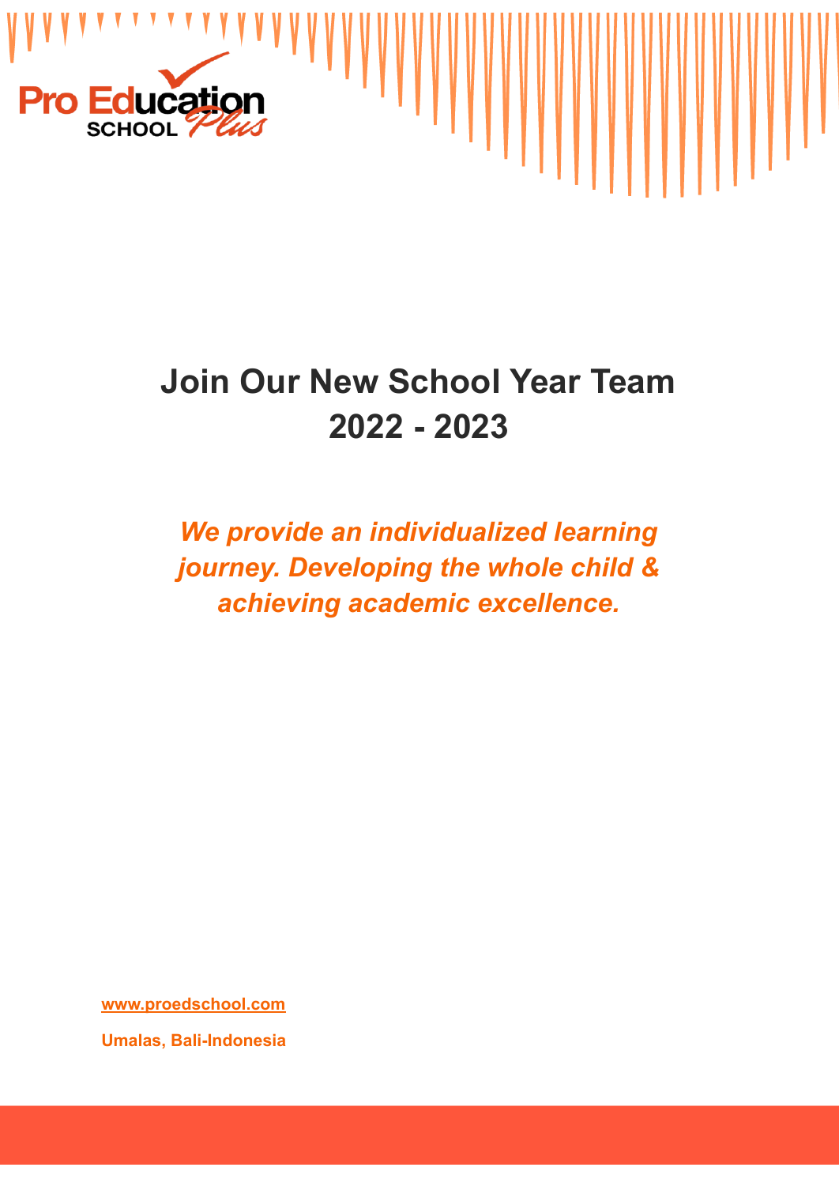Pro Education SCHOOL Plus

# Join Our New School Year Team 2022 - 2023

***We provide an individualized learning journey. Developing the whole child & achieving academic excellence.***

**www.proedschool.com**

**Umalas, Bali-Indonesia**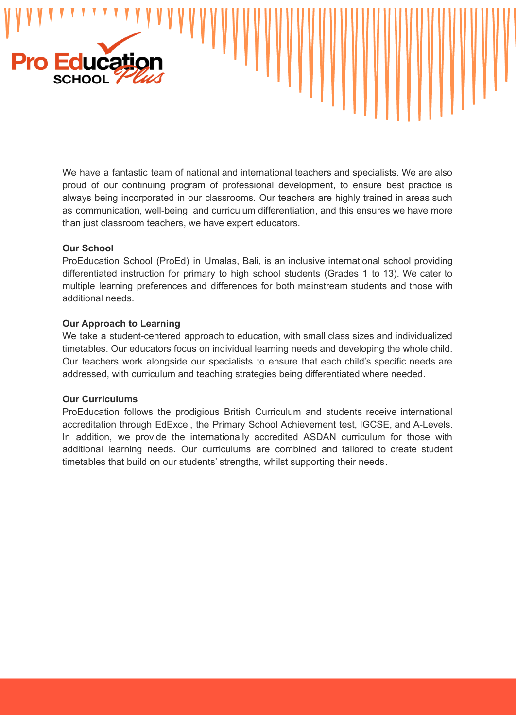We have a fantastic team of national and international teachers and specialists. We are also proud of our continuing program of professional development, to ensure best practice is always being incorporated in our classrooms. Our teachers are highly trained in areas such as communication, well-being, and curriculum differentiation, and this ensures we have more than just classroom teachers, we have expert educators.

**Our School**

ProEducation School (ProEd) in Umalas, Bali, is an inclusive international school providing differentiated instruction for primary to high school students (Grades 1 to 13). We cater to multiple learning preferences and differences for both mainstream students and those with additional needs.

**Our Approach to Learning**

We take a student-centered approach to education, with small class sizes and individualized timetables. Our educators focus on individual learning needs and developing the whole child. Our teachers work alongside our specialists to ensure that each child's specific needs are addressed, with curriculum and teaching strategies being differentiated where needed.

**Our Curriculums**

ProEducation follows the prodigious British Curriculum and students receive international accreditation through EdExcel, the Primary School Achievement test, IGCSE, and A-Levels. In addition, we provide the internationally accredited ASDAN curriculum for those with additional learning needs. Our curriculums are combined and tailored to create student timetables that build on our students' strengths, whilst supporting their needs.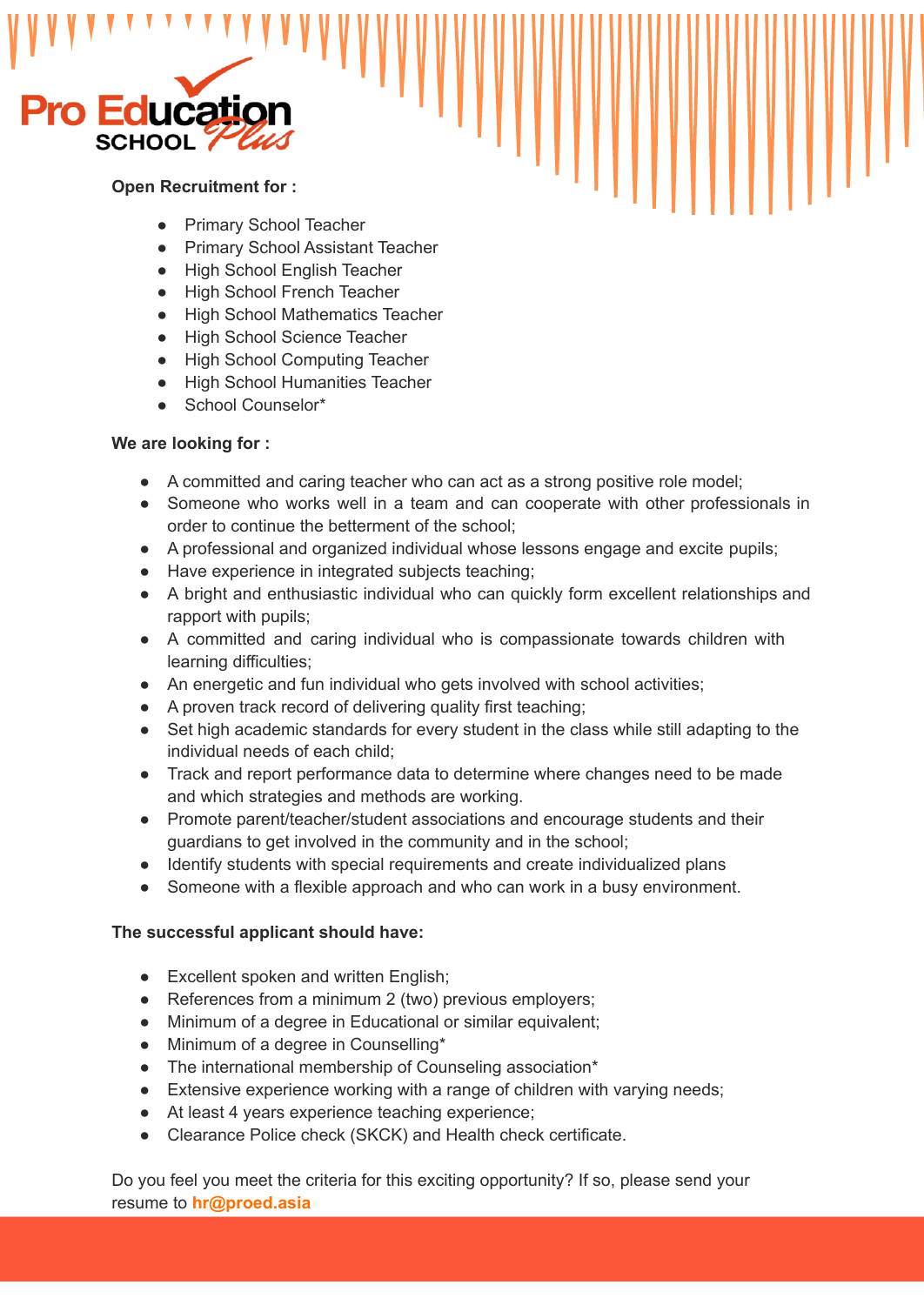Pro Education SCHOOL Plus

**Open Recruitment for :**

- Primary School Teacher
- Primary School Assistant Teacher
- High School English Teacher
- High School French Teacher
- High School Mathematics Teacher
- High School Science Teacher
- High School Computing Teacher
- High School Humanities Teacher
- School Counselor*

**We are looking for :**

- A committed and caring teacher who can act as a strong positive role model;
- Someone who works well in a team and can cooperate with other professionals in order to continue the betterment of the school;
- A professional and organized individual whose lessons engage and excite pupils;
- Have experience in integrated subjects teaching;
- A bright and enthusiastic individual who can quickly form excellent relationships and rapport with pupils;
- A committed and caring individual who is compassionate towards children with learning difficulties;
- An energetic and fun individual who gets involved with school activities;
- A proven track record of delivering quality first teaching;
- Set high academic standards for every student in the class while still adapting to the individual needs of each child;
- Track and report performance data to determine where changes need to be made and which strategies and methods are working.
- Promote parent/teacher/student associations and encourage students and their guardians to get involved in the community and in the school;
- Identify students with special requirements and create individualized plans
- Someone with a flexible approach and who can work in a busy environment.

**The successful applicant should have:**

- Excellent spoken and written English;
- References from a minimum 2 (two) previous employers;
- Minimum of a degree in Educational or similar equivalent;
- Minimum of a degree in Counselling*
- The international membership of Counseling association*
- Extensive experience working with a range of children with varying needs;
- At least 4 years experience teaching experience;
- Clearance Police check (SKCK) and Health check certificate.

Do you feel you meet the criteria for this exciting opportunity? If so, please send your resume to **hr@proed.asia**